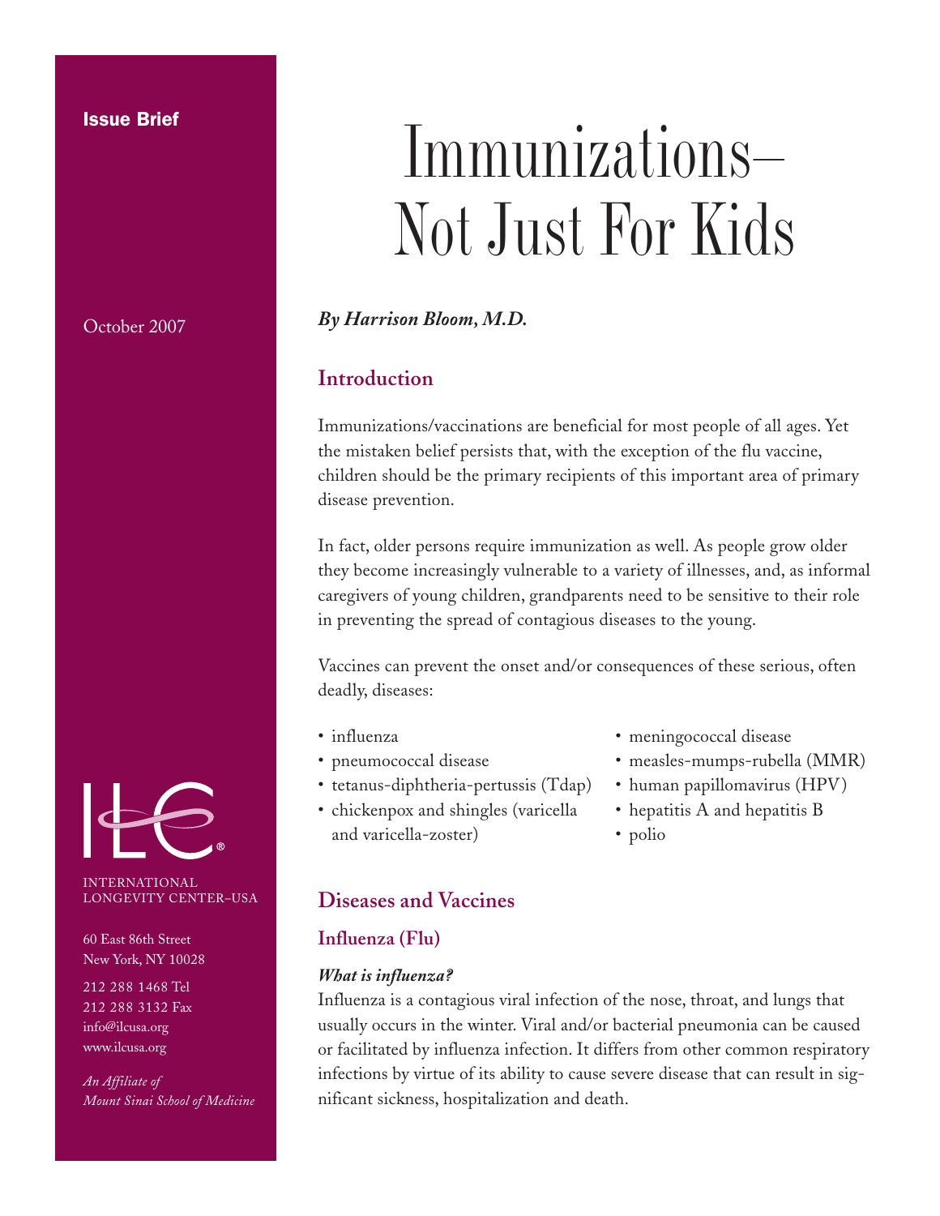Issue Brief

October 2007

# Immunizations– Not Just For Kids

***By Harrison Bloom, M.D.***

## Introduction

Immunizations/vaccinations are beneficial for most people of all ages. Yet the mistaken belief persists that, with the exception of the flu vaccine, children should be the primary recipients of this important area of primary disease prevention.

In fact, older persons require immunization as well. As people grow older they become increasingly vulnerable to a variety of illnesses, and, as informal caregivers of young children, grandparents need to be sensitive to their role in preventing the spread of contagious diseases to the young.

Vaccines can prevent the onset and/or consequences of these serious, often deadly, diseases:

- influenza
- pneumococcal disease
- tetanus-diphtheria-pertussis (Tdap)
- chickenpox and shingles (varicella and varicella-zoster)
- meningococcal disease
- measles-mumps-rubella (MMR)
- human papillomavirus (HPV)
- hepatitis A and hepatitis B
- polio

## Diseases and Vaccines

### Influenza (Flu)

***What is influenza?***

Influenza is a contagious viral infection of the nose, throat, and lungs that usually occurs in the winter. Viral and/or bacterial pneumonia can be caused or facilitated by influenza infection. It differs from other common respiratory infections by virtue of its ability to cause severe disease that can result in significant sickness, hospitalization and death.

INTERNATIONAL LONGEVITY CENTER–USA

60 East 86th Street
New York, NY 10028

212 288 1468 Tel
212 288 3132 Fax
info@ilcusa.org
www.ilcusa.org

*An Affiliate of Mount Sinai School of Medicine*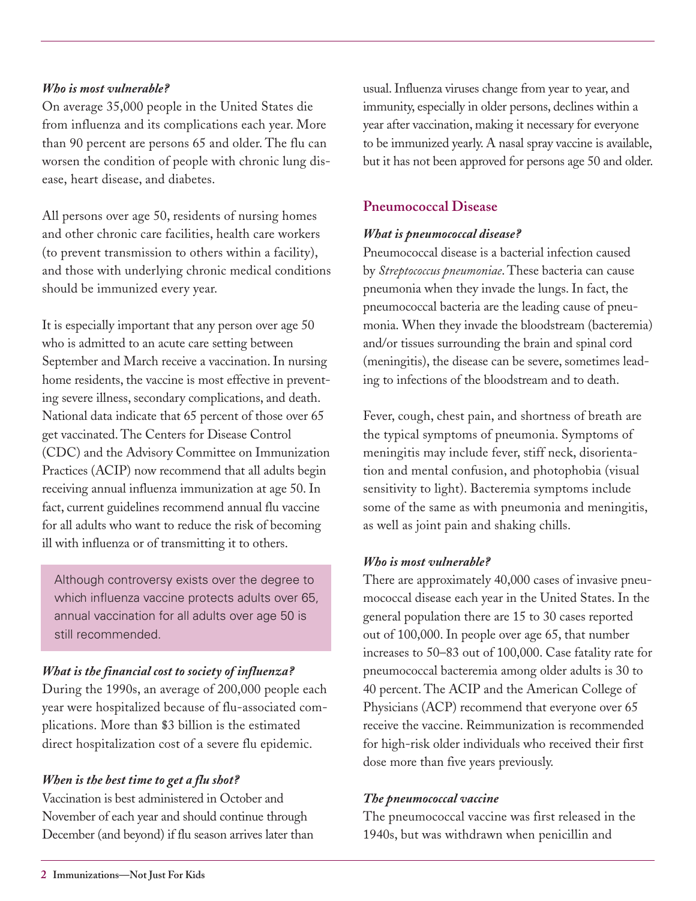***Who is most vulnerable?***

On average 35,000 people in the United States die from influenza and its complications each year. More than 90 percent are persons 65 and older. The flu can worsen the condition of people with chronic lung disease, heart disease, and diabetes.

All persons over age 50, residents of nursing homes and other chronic care facilities, health care workers (to prevent transmission to others within a facility), and those with underlying chronic medical conditions should be immunized every year.

It is especially important that any person over age 50 who is admitted to an acute care setting between September and March receive a vaccination. In nursing home residents, the vaccine is most effective in preventing severe illness, secondary complications, and death. National data indicate that 65 percent of those over 65 get vaccinated. The Centers for Disease Control (CDC) and the Advisory Committee on Immunization Practices (ACIP) now recommend that all adults begin receiving annual influenza immunization at age 50. In fact, current guidelines recommend annual flu vaccine for all adults who want to reduce the risk of becoming ill with influenza or of transmitting it to others.

> Although controversy exists over the degree to which influenza vaccine protects adults over 65, annual vaccination for all adults over age 50 is still recommended.

***What is the financial cost to society of influenza?***

During the 1990s, an average of 200,000 people each year were hospitalized because of flu-associated complications. More than $3 billion is the estimated direct hospitalization cost of a severe flu epidemic.

***When is the best time to get a flu shot?***

Vaccination is best administered in October and November of each year and should continue through December (and beyond) if flu season arrives later than usual. Influenza viruses change from year to year, and immunity, especially in older persons, declines within a year after vaccination, making it necessary for everyone to be immunized yearly. A nasal spray vaccine is available, but it has not been approved for persons age 50 and older.

## Pneumococcal Disease

***What is pneumococcal disease?***

Pneumococcal disease is a bacterial infection caused by *Streptococcus pneumoniae*. These bacteria can cause pneumonia when they invade the lungs. In fact, the pneumococcal bacteria are the leading cause of pneumonia. When they invade the bloodstream (bacteremia) and/or tissues surrounding the brain and spinal cord (meningitis), the disease can be severe, sometimes leading to infections of the bloodstream and to death.

Fever, cough, chest pain, and shortness of breath are the typical symptoms of pneumonia. Symptoms of meningitis may include fever, stiff neck, disorientation and mental confusion, and photophobia (visual sensitivity to light). Bacteremia symptoms include some of the same as with pneumonia and meningitis, as well as joint pain and shaking chills.

***Who is most vulnerable?***

There are approximately 40,000 cases of invasive pneumococcal disease each year in the United States. In the general population there are 15 to 30 cases reported out of 100,000. In people over age 65, that number increases to 50–83 out of 100,000. Case fatality rate for pneumococcal bacteremia among older adults is 30 to 40 percent. The ACIP and the American College of Physicians (ACP) recommend that everyone over 65 receive the vaccine. Reimmunization is recommended for high-risk older individuals who received their first dose more than five years previously.

***The pneumococcal vaccine***

The pneumococcal vaccine was first released in the 1940s, but was withdrawn when penicillin and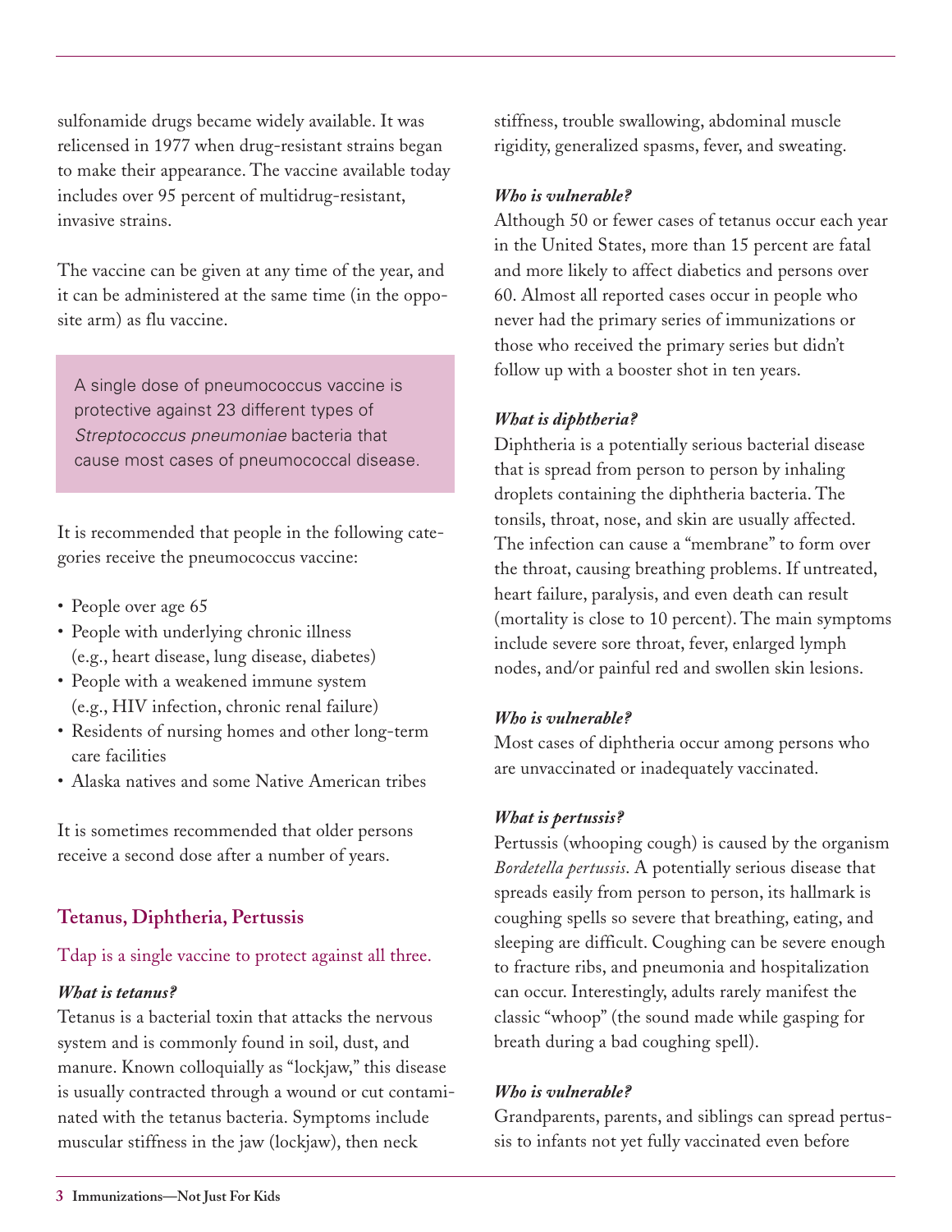sulfonamide drugs became widely available. It was relicensed in 1977 when drug-resistant strains began to make their appearance. The vaccine available today includes over 95 percent of multidrug-resistant, invasive strains.

The vaccine can be given at any time of the year, and it can be administered at the same time (in the opposite arm) as flu vaccine.

> A single dose of pneumococcus vaccine is protective against 23 different types of *Streptococcus pneumoniae* bacteria that cause most cases of pneumococcal disease.

It is recommended that people in the following categories receive the pneumococcus vaccine:

- People over age 65
- People with underlying chronic illness (e.g., heart disease, lung disease, diabetes)
- People with a weakened immune system (e.g., HIV infection, chronic renal failure)
- Residents of nursing homes and other long-term care facilities
- Alaska natives and some Native American tribes

It is sometimes recommended that older persons receive a second dose after a number of years.

## Tetanus, Diphtheria, Pertussis

Tdap is a single vaccine to protect against all three.

***What is tetanus?***

Tetanus is a bacterial toxin that attacks the nervous system and is commonly found in soil, dust, and manure. Known colloquially as "lockjaw," this disease is usually contracted through a wound or cut contaminated with the tetanus bacteria. Symptoms include muscular stiffness in the jaw (lockjaw), then neck stiffness, trouble swallowing, abdominal muscle rigidity, generalized spasms, fever, and sweating.

***Who is vulnerable?***

Although 50 or fewer cases of tetanus occur each year in the United States, more than 15 percent are fatal and more likely to affect diabetics and persons over 60. Almost all reported cases occur in people who never had the primary series of immunizations or those who received the primary series but didn't follow up with a booster shot in ten years.

***What is diphtheria?***

Diphtheria is a potentially serious bacterial disease that is spread from person to person by inhaling droplets containing the diphtheria bacteria. The tonsils, throat, nose, and skin are usually affected. The infection can cause a "membrane" to form over the throat, causing breathing problems. If untreated, heart failure, paralysis, and even death can result (mortality is close to 10 percent). The main symptoms include severe sore throat, fever, enlarged lymph nodes, and/or painful red and swollen skin lesions.

***Who is vulnerable?***

Most cases of diphtheria occur among persons who are unvaccinated or inadequately vaccinated.

***What is pertussis?***

Pertussis (whooping cough) is caused by the organism *Bordetella pertussis*. A potentially serious disease that spreads easily from person to person, its hallmark is coughing spells so severe that breathing, eating, and sleeping are difficult. Coughing can be severe enough to fracture ribs, and pneumonia and hospitalization can occur. Interestingly, adults rarely manifest the classic "whoop" (the sound made while gasping for breath during a bad coughing spell).

***Who is vulnerable?***

Grandparents, parents, and siblings can spread pertussis to infants not yet fully vaccinated even before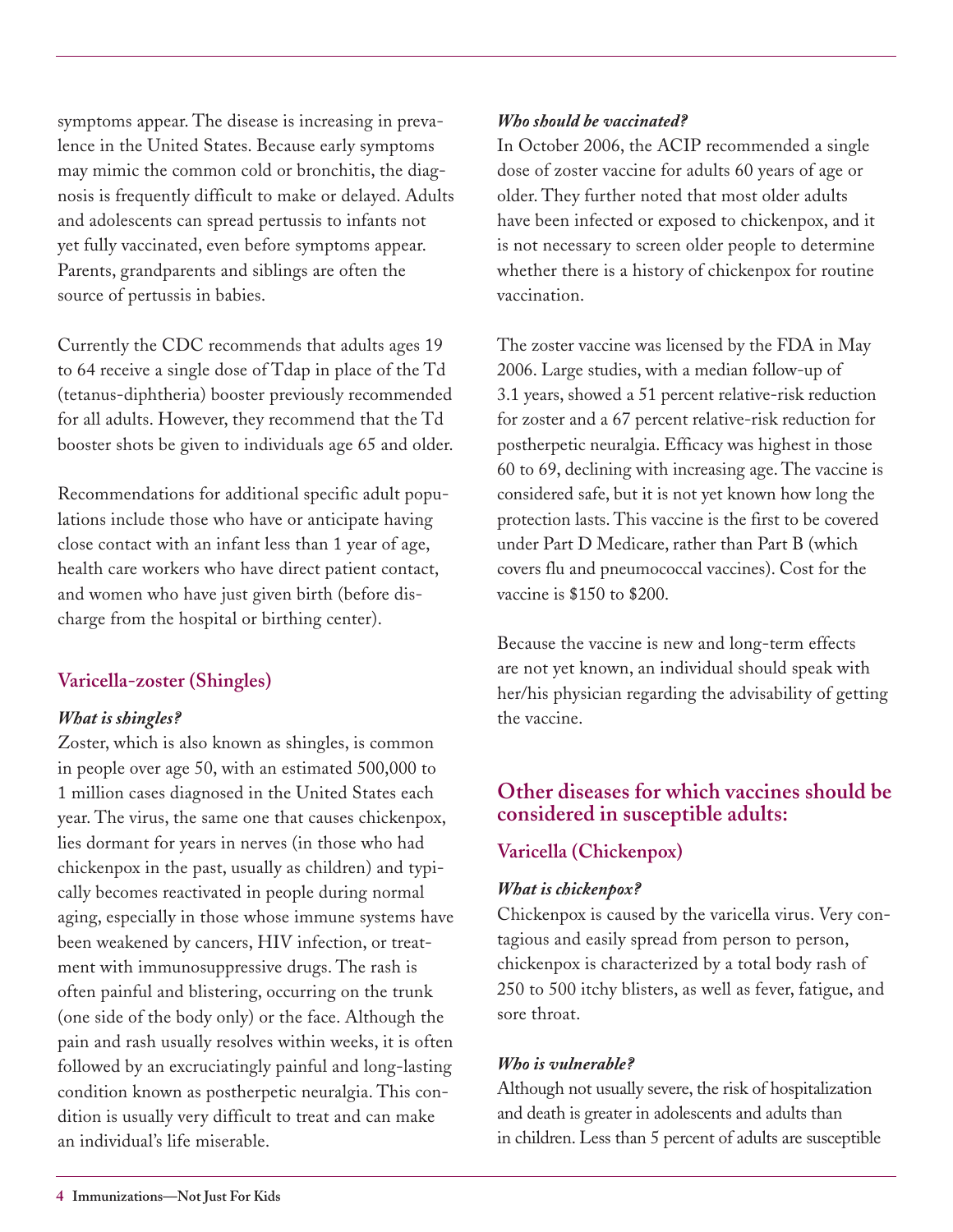symptoms appear. The disease is increasing in prevalence in the United States. Because early symptoms may mimic the common cold or bronchitis, the diagnosis is frequently difficult to make or delayed. Adults and adolescents can spread pertussis to infants not yet fully vaccinated, even before symptoms appear. Parents, grandparents and siblings are often the source of pertussis in babies.

Currently the CDC recommends that adults ages 19 to 64 receive a single dose of Tdap in place of the Td (tetanus-diphtheria) booster previously recommended for all adults. However, they recommend that the Td booster shots be given to individuals age 65 and older.

Recommendations for additional specific adult populations include those who have or anticipate having close contact with an infant less than 1 year of age, health care workers who have direct patient contact, and women who have just given birth (before discharge from the hospital or birthing center).

### Varicella-zoster (Shingles)

***What is shingles?***

Zoster, which is also known as shingles, is common in people over age 50, with an estimated 500,000 to 1 million cases diagnosed in the United States each year. The virus, the same one that causes chickenpox, lies dormant for years in nerves (in those who had chickenpox in the past, usually as children) and typically becomes reactivated in people during normal aging, especially in those whose immune systems have been weakened by cancers, HIV infection, or treatment with immunosuppressive drugs. The rash is often painful and blistering, occurring on the trunk (one side of the body only) or the face. Although the pain and rash usually resolves within weeks, it is often followed by an excruciatingly painful and long-lasting condition known as postherpetic neuralgia. This condition is usually very difficult to treat and can make an individual's life miserable.

***Who should be vaccinated?***

In October 2006, the ACIP recommended a single dose of zoster vaccine for adults 60 years of age or older. They further noted that most older adults have been infected or exposed to chickenpox, and it is not necessary to screen older people to determine whether there is a history of chickenpox for routine vaccination.

The zoster vaccine was licensed by the FDA in May 2006. Large studies, with a median follow-up of 3.1 years, showed a 51 percent relative-risk reduction for zoster and a 67 percent relative-risk reduction for postherpetic neuralgia. Efficacy was highest in those 60 to 69, declining with increasing age. The vaccine is considered safe, but it is not yet known how long the protection lasts. This vaccine is the first to be covered under Part D Medicare, rather than Part B (which covers flu and pneumococcal vaccines). Cost for the vaccine is $150 to $200.

Because the vaccine is new and long-term effects are not yet known, an individual should speak with her/his physician regarding the advisability of getting the vaccine.

## Other diseases for which vaccines should be considered in susceptible adults:

### Varicella (Chickenpox)

***What is chickenpox?***

Chickenpox is caused by the varicella virus. Very contagious and easily spread from person to person, chickenpox is characterized by a total body rash of 250 to 500 itchy blisters, as well as fever, fatigue, and sore throat.

***Who is vulnerable?***

Although not usually severe, the risk of hospitalization and death is greater in adolescents and adults than in children. Less than 5 percent of adults are susceptible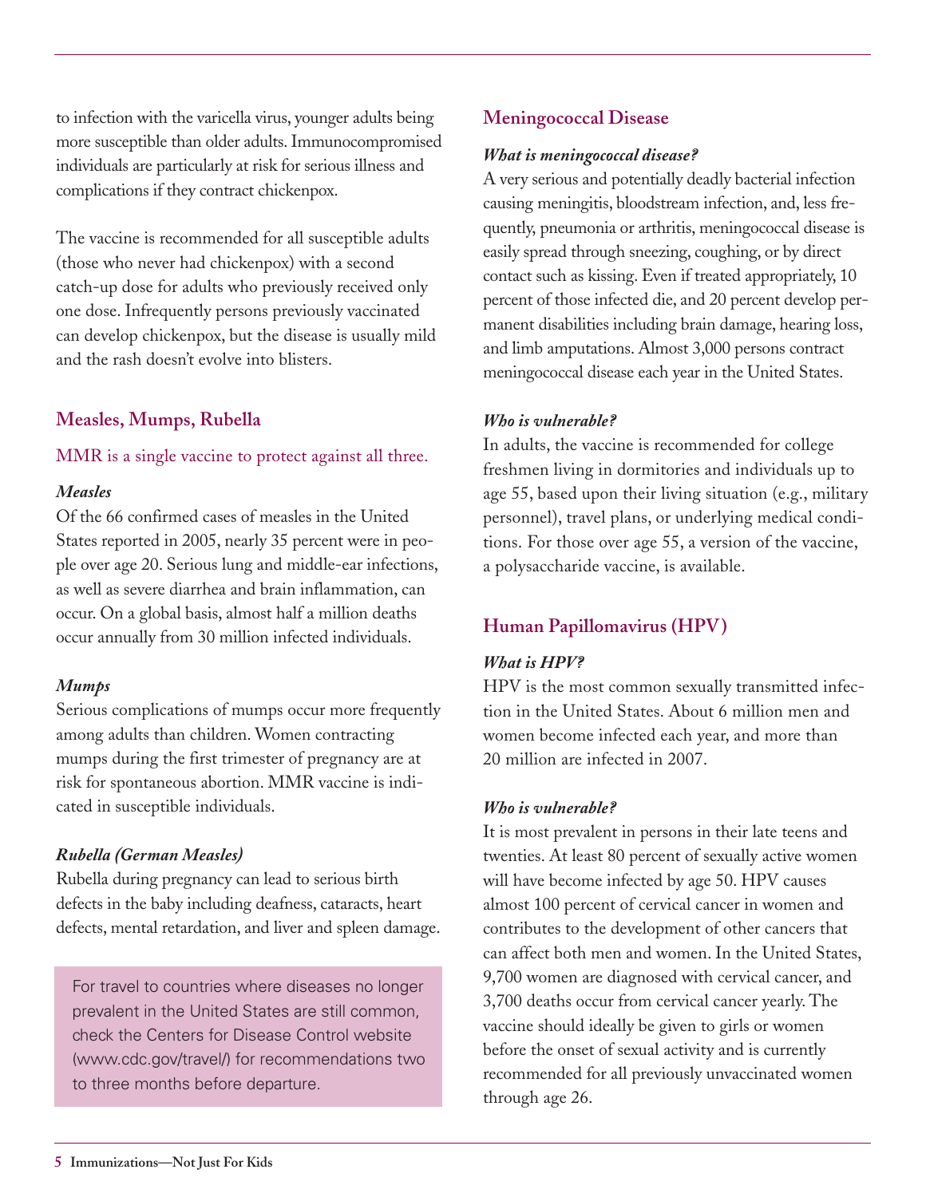to infection with the varicella virus, younger adults being more susceptible than older adults. Immunocompromised individuals are particularly at risk for serious illness and complications if they contract chickenpox.

The vaccine is recommended for all susceptible adults (those who never had chickenpox) with a second catch-up dose for adults who previously received only one dose. Infrequently persons previously vaccinated can develop chickenpox, but the disease is usually mild and the rash doesn't evolve into blisters.

## Measles, Mumps, Rubella

MMR is a single vaccine to protect against all three.

***Measles***

Of the 66 confirmed cases of measles in the United States reported in 2005, nearly 35 percent were in people over age 20. Serious lung and middle-ear infections, as well as severe diarrhea and brain inflammation, can occur. On a global basis, almost half a million deaths occur annually from 30 million infected individuals.

***Mumps***

Serious complications of mumps occur more frequently among adults than children. Women contracting mumps during the first trimester of pregnancy are at risk for spontaneous abortion. MMR vaccine is indicated in susceptible individuals.

***Rubella (German Measles)***

Rubella during pregnancy can lead to serious birth defects in the baby including deafness, cataracts, heart defects, mental retardation, and liver and spleen damage.

> For travel to countries where diseases no longer prevalent in the United States are still common, check the Centers for Disease Control website (www.cdc.gov/travel/) for recommendations two to three months before departure.

## Meningococcal Disease

***What is meningococcal disease?***

A very serious and potentially deadly bacterial infection causing meningitis, bloodstream infection, and, less frequently, pneumonia or arthritis, meningococcal disease is easily spread through sneezing, coughing, or by direct contact such as kissing. Even if treated appropriately, 10 percent of those infected die, and 20 percent develop permanent disabilities including brain damage, hearing loss, and limb amputations. Almost 3,000 persons contract meningococcal disease each year in the United States.

***Who is vulnerable?***

In adults, the vaccine is recommended for college freshmen living in dormitories and individuals up to age 55, based upon their living situation (e.g., military personnel), travel plans, or underlying medical conditions. For those over age 55, a version of the vaccine, a polysaccharide vaccine, is available.

## Human Papillomavirus (HPV)

***What is HPV?***

HPV is the most common sexually transmitted infection in the United States. About 6 million men and women become infected each year, and more than 20 million are infected in 2007.

***Who is vulnerable?***

It is most prevalent in persons in their late teens and twenties. At least 80 percent of sexually active women will have become infected by age 50. HPV causes almost 100 percent of cervical cancer in women and contributes to the development of other cancers that can affect both men and women. In the United States, 9,700 women are diagnosed with cervical cancer, and 3,700 deaths occur from cervical cancer yearly. The vaccine should ideally be given to girls or women before the onset of sexual activity and is currently recommended for all previously unvaccinated women through age 26.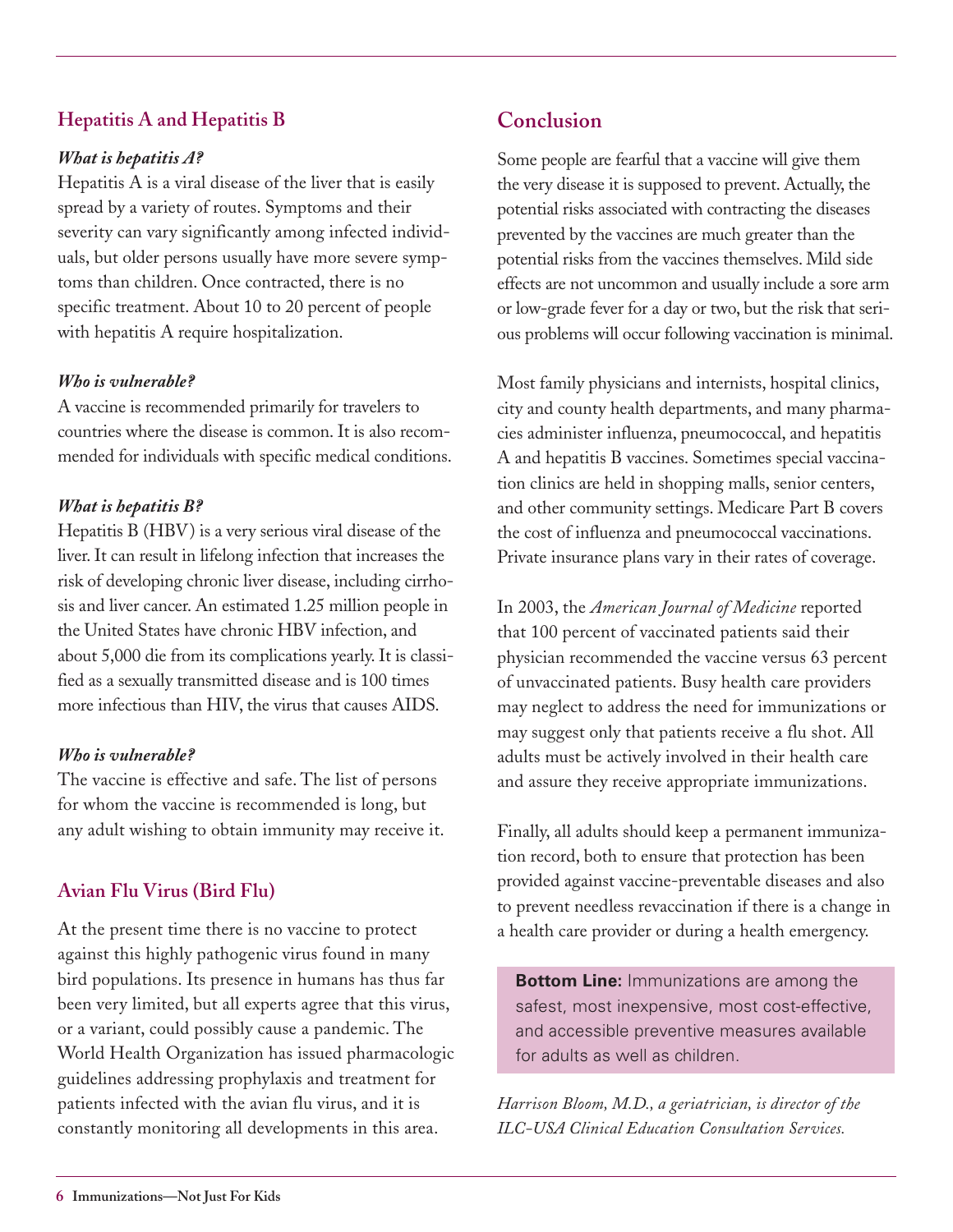## Hepatitis A and Hepatitis B

***What is hepatitis A?***

Hepatitis A is a viral disease of the liver that is easily spread by a variety of routes. Symptoms and their severity can vary significantly among infected individuals, but older persons usually have more severe symptoms than children. Once contracted, there is no specific treatment. About 10 to 20 percent of people with hepatitis A require hospitalization.

***Who is vulnerable?***

A vaccine is recommended primarily for travelers to countries where the disease is common. It is also recommended for individuals with specific medical conditions.

***What is hepatitis B?***

Hepatitis B (HBV) is a very serious viral disease of the liver. It can result in lifelong infection that increases the risk of developing chronic liver disease, including cirrhosis and liver cancer. An estimated 1.25 million people in the United States have chronic HBV infection, and about 5,000 die from its complications yearly. It is classified as a sexually transmitted disease and is 100 times more infectious than HIV, the virus that causes AIDS.

***Who is vulnerable?***

The vaccine is effective and safe. The list of persons for whom the vaccine is recommended is long, but any adult wishing to obtain immunity may receive it.

## Avian Flu Virus (Bird Flu)

At the present time there is no vaccine to protect against this highly pathogenic virus found in many bird populations. Its presence in humans has thus far been very limited, but all experts agree that this virus, or a variant, could possibly cause a pandemic. The World Health Organization has issued pharmacologic guidelines addressing prophylaxis and treatment for patients infected with the avian flu virus, and it is constantly monitoring all developments in this area.

## Conclusion

Some people are fearful that a vaccine will give them the very disease it is supposed to prevent. Actually, the potential risks associated with contracting the diseases prevented by the vaccines are much greater than the potential risks from the vaccines themselves. Mild side effects are not uncommon and usually include a sore arm or low-grade fever for a day or two, but the risk that serious problems will occur following vaccination is minimal.

Most family physicians and internists, hospital clinics, city and county health departments, and many pharmacies administer influenza, pneumococcal, and hepatitis A and hepatitis B vaccines. Sometimes special vaccination clinics are held in shopping malls, senior centers, and other community settings. Medicare Part B covers the cost of influenza and pneumococcal vaccinations. Private insurance plans vary in their rates of coverage.

In 2003, the *American Journal of Medicine* reported that 100 percent of vaccinated patients said their physician recommended the vaccine versus 63 percent of unvaccinated patients. Busy health care providers may neglect to address the need for immunizations or may suggest only that patients receive a flu shot. All adults must be actively involved in their health care and assure they receive appropriate immunizations.

Finally, all adults should keep a permanent immunization record, both to ensure that protection has been provided against vaccine-preventable diseases and also to prevent needless revaccination if there is a change in a health care provider or during a health emergency.

**Bottom Line:** Immunizations are among the safest, most inexpensive, most cost-effective, and accessible preventive measures available for adults as well as children.

*Harrison Bloom, M.D., a geriatrician, is director of the ILC-USA Clinical Education Consultation Services.*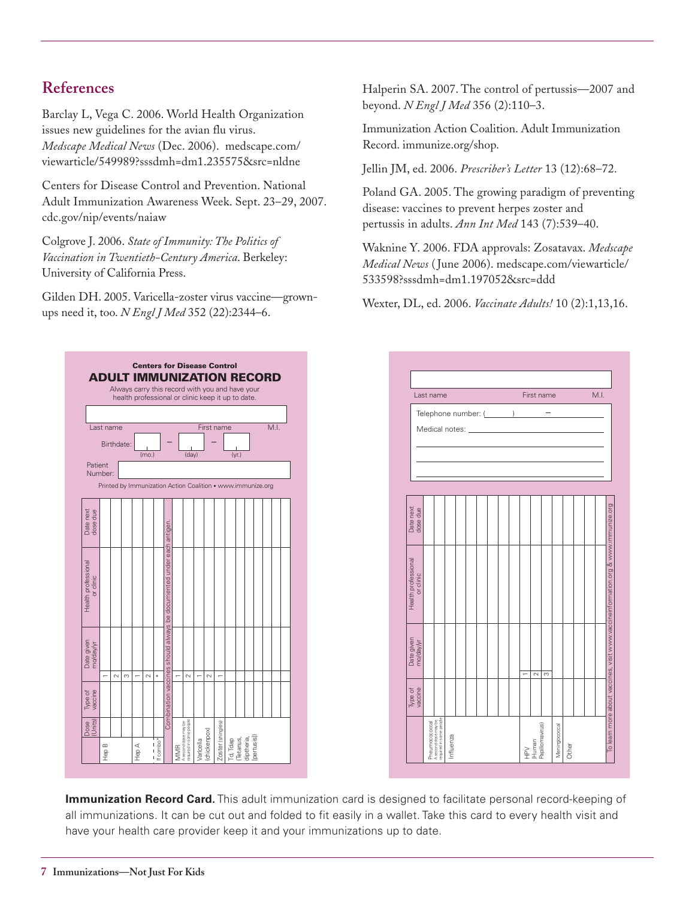## References

Barclay L, Vega C. 2006. World Health Organization issues new guidelines for the avian flu virus. *Medscape Medical News* (Dec. 2006). medscape.com/viewarticle/549989?sssdmh=dm1.235575&src=nldne

Centers for Disease Control and Prevention. National Adult Immunization Awareness Week. Sept. 23–29, 2007. cdc.gov/nip/events/naiaw

Colgrove J. 2006. *State of Immunity: The Politics of Vaccination in Twentieth-Century America*. Berkeley: University of California Press.

Gilden DH. 2005. Varicella-zoster virus vaccine—grown-ups need it, too. *N Engl J Med* 352 (22):2344–6.

Halperin SA. 2007. The control of pertussis—2007 and beyond. *N Engl J Med* 356 (2):110–3.

Immunization Action Coalition. Adult Immunization Record. immunize.org/shop.

Jellin JM, ed. 2006. *Prescriber's Letter* 13 (12):68–72.

Poland GA. 2005. The growing paradigm of preventing disease: vaccines to prevent herpes zoster and pertussis in adults. *Ann Int Med* 143 (7):539–40.

Waknine Y. 2006. FDA approvals: Zosatavax. *Medscape Medical News* (June 2006). medscape.com/viewarticle/533598?sssdmh=dm1.197052&src=ddd

Wexter, DL, ed. 2006. *Vaccinate Adults!* 10 (2):1,13,16.

**Centers for Disease Control**

**ADULT IMMUNIZATION RECORD**

Always carry this record with you and have your health professional or clinic keep it up to date.

Last name ____ First name ____ M.I. ____

Birthdate: ____ (mo.) – ____ (day) – ____ (yr.)

Patient Number: ____

Printed by Immunization Action Coalition • www.immunize.org

| Vaccine | Dose | Dose (Units) | Type of vaccine | Date given mo/day/yr | Health professional or clinic | Date next dose due |
|---|---|---|---|---|---|---|
| Hep B | 1 | | | | | |
| | 2 | | | | | |
| | 3 | | | | | |
| Hep A | 1 | | | | | |
| | 2 | | | | | |
| If combo* | * | | | | | |
| MMR (A second dose may be required in some people) | 1 | | | | | |
| | 2 | | | | | |
| Varicella (chickenpox) | 1 | | | | | |
| | 2 | | | | | |
| Zoster (shingles) | 1 | | | | | |
| Td, Tdap (Tetanus, diptheria, [pertusis]) | | | | | | |
| | | | | | | |
| | | | | | | |
| | | | | | | |
| | | | | | | |
| | | | | | | |

*Combination vaccines should always be documented under each antigen.

Last name ____ First name ____ M.I. ____

Telephone number: (____) ____ – ____

Medical notes: ____

| Vaccine | Dose | Type of vaccine | Date given mo/day/yr | Health professional or clinic | Date next dose due |
|---|---|---|---|---|---|
| Pneumococcal (A second dose may be required in some people) | | | | | |
| | | | | | |
| Influenza | | | | | |
| | | | | | |
| | | | | | |
| | | | | | |
| | | | | | |
| | | | | | |
| | | | | | |
| HPV (Human Papillomavirus) | 1 | | | | |
| | 2 | | | | |
| | 3 | | | | |
| Meningococcal | | | | | |
| Other | | | | | |
| | | | | | |
| | | | | | |

To learn more about vaccines, visit www.vaccineinformation.org & www.immunize.org

**Immunization Record Card.** This adult immunization card is designed to facilitate personal record-keeping of all immunizations. It can be cut out and folded to fit easily in a wallet. Take this card to every health visit and have your health care provider keep it and your immunizations up to date.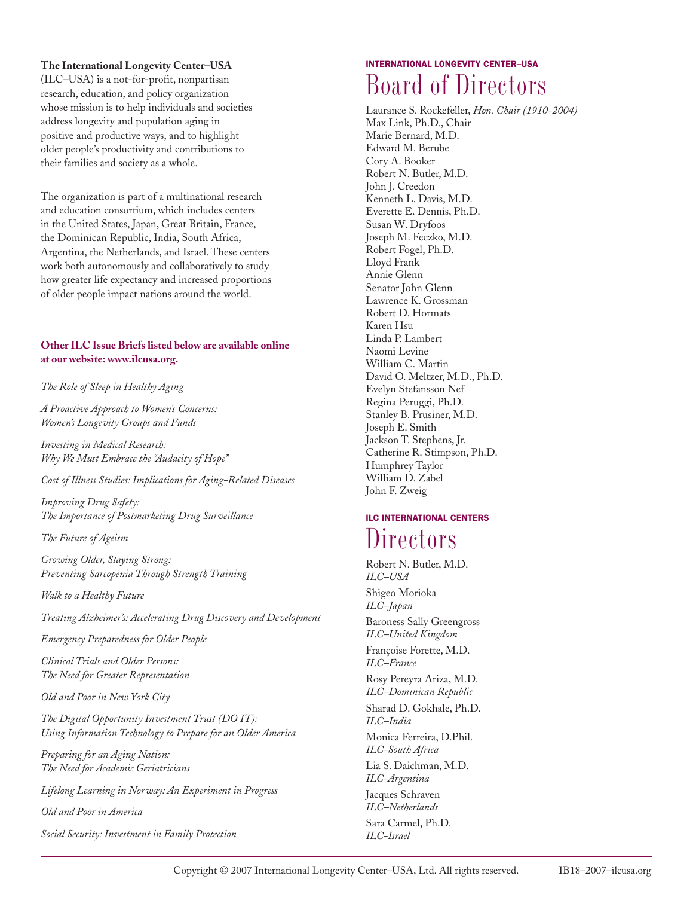**The International Longevity Center–USA** (ILC–USA) is a not-for-profit, nonpartisan research, education, and policy organization whose mission is to help individuals and societies address longevity and population aging in positive and productive ways, and to highlight older people's productivity and contributions to their families and society as a whole.

The organization is part of a multinational research and education consortium, which includes centers in the United States, Japan, Great Britain, France, the Dominican Republic, India, South Africa, Argentina, the Netherlands, and Israel. These centers work both autonomously and collaboratively to study how greater life expectancy and increased proportions of older people impact nations around the world.

**Other ILC Issue Briefs listed below are available online at our website: www.ilcusa.org.**

*The Role of Sleep in Healthy Aging*

*A Proactive Approach to Women's Concerns: Women's Longevity Groups and Funds*

*Investing in Medical Research: Why We Must Embrace the "Audacity of Hope"*

*Cost of Illness Studies: Implications for Aging-Related Diseases*

*Improving Drug Safety: The Importance of Postmarketing Drug Surveillance*

*The Future of Ageism*

*Growing Older, Staying Strong: Preventing Sarcopenia Through Strength Training*

*Walk to a Healthy Future*

*Treating Alzheimer's: Accelerating Drug Discovery and Development*

*Emergency Preparedness for Older People*

*Clinical Trials and Older Persons: The Need for Greater Representation*

*Old and Poor in New York City*

*The Digital Opportunity Investment Trust (DO IT): Using Information Technology to Prepare for an Older America*

*Preparing for an Aging Nation: The Need for Academic Geriatricians*

*Lifelong Learning in Norway: An Experiment in Progress*

*Old and Poor in America*

*Social Security: Investment in Family Protection*

INTERNATIONAL LONGEVITY CENTER–USA

# Board of Directors

Laurance S. Rockefeller, *Hon. Chair (1910-2004)*
Max Link, Ph.D., Chair
Marie Bernard, M.D.
Edward M. Berube
Cory A. Booker
Robert N. Butler, M.D.
John J. Creedon
Kenneth L. Davis, M.D.
Everette E. Dennis, Ph.D.
Susan W. Dryfoos
Joseph M. Feczko, M.D.
Robert Fogel, Ph.D.
Lloyd Frank
Annie Glenn
Senator John Glenn
Lawrence K. Grossman
Robert D. Hormats
Karen Hsu
Linda P. Lambert
Naomi Levine
William C. Martin
David O. Meltzer, M.D., Ph.D.
Evelyn Stefansson Nef
Regina Peruggi, Ph.D.
Stanley B. Prusiner, M.D.
Joseph E. Smith
Jackson T. Stephens, Jr.
Catherine R. Stimpson, Ph.D.
Humphrey Taylor
William D. Zabel
John F. Zweig

ILC INTERNATIONAL CENTERS

# Directors

Robert N. Butler, M.D.
*ILC–USA*

Shigeo Morioka
*ILC–Japan*

Baroness Sally Greengross
*ILC–United Kingdom*

Françoise Forette, M.D.
*ILC–France*

Rosy Pereyra Ariza, M.D.
*ILC–Dominican Republic*

Sharad D. Gokhale, Ph.D.
*ILC–India*

Monica Ferreira, D.Phil.
*ILC-South Africa*

Lia S. Daichman, M.D.
*ILC-Argentina*

Jacques Schraven
*ILC–Netherlands*

Sara Carmel, Ph.D.
*ILC-Israel*

Copyright © 2007 International Longevity Center–USA, Ltd. All rights reserved. IB18–2007–ilcusa.org